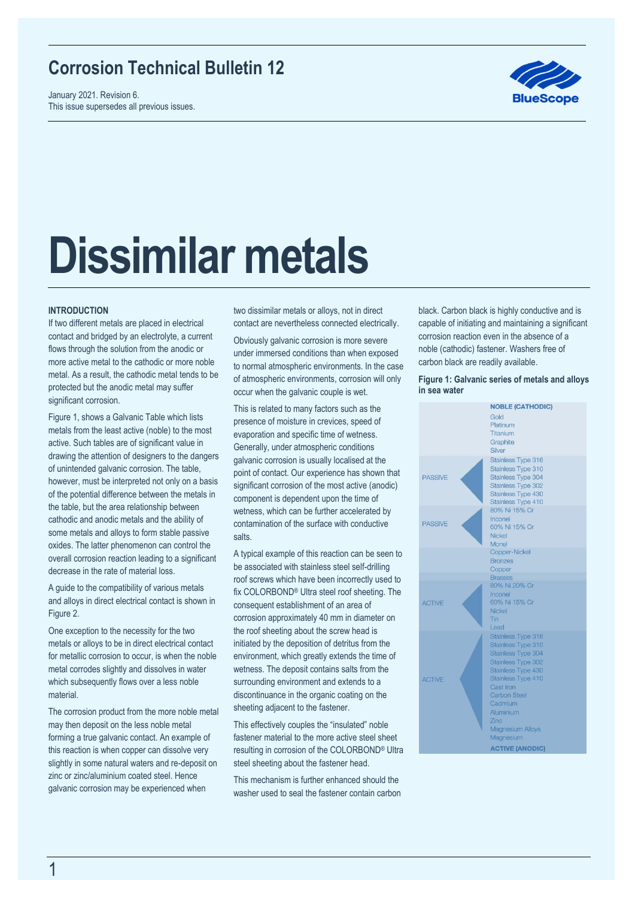# Corrosion Technical Bulletin 12

January 2021. Revision 6.
This issue supersedes all previous issues.

# Dissimilar metals

**INTRODUCTION**

If two different metals are placed in electrical contact and bridged by an electrolyte, a current flows through the solution from the anodic or more active metal to the cathodic or more noble metal. As a result, the cathodic metal tends to be protected but the anodic metal may suffer significant corrosion.

Figure 1, shows a Galvanic Table which lists metals from the least active (noble) to the most active. Such tables are of significant value in drawing the attention of designers to the dangers of unintended galvanic corrosion. The table, however, must be interpreted not only on a basis of the potential difference between the metals in the table, but the area relationship between cathodic and anodic metals and the ability of some metals and alloys to form stable passive oxides. The latter phenomenon can control the overall corrosion reaction leading to a significant decrease in the rate of material loss.

A guide to the compatibility of various metals and alloys in direct electrical contact is shown in Figure 2.

One exception to the necessity for the two metals or alloys to be in direct electrical contact for metallic corrosion to occur, is when the noble metal corrodes slightly and dissolves in water which subsequently flows over a less noble material.

The corrosion product from the more noble metal may then deposit on the less noble metal forming a true galvanic contact. An example of this reaction is when copper can dissolve very slightly in some natural waters and re-deposit on zinc or zinc/aluminium coated steel. Hence galvanic corrosion may be experienced when two dissimilar metals or alloys, not in direct contact are nevertheless connected electrically.

Obviously galvanic corrosion is more severe under immersed conditions than when exposed to normal atmospheric environments. In the case of atmospheric environments, corrosion will only occur when the galvanic couple is wet.

This is related to many factors such as the presence of moisture in crevices, speed of evaporation and specific time of wetness. Generally, under atmospheric conditions galvanic corrosion is usually localised at the point of contact. Our experience has shown that significant corrosion of the most active (anodic) component is dependent upon the time of wetness, which can be further accelerated by contamination of the surface with conductive salts.

A typical example of this reaction can be seen to be associated with stainless steel self-drilling roof screws which have been incorrectly used to fix COLORBOND® Ultra steel roof sheeting. The consequent establishment of an area of corrosion approximately 40 mm in diameter on the roof sheeting about the screw head is initiated by the deposition of detritus from the environment, which greatly extends the time of wetness. The deposit contains salts from the surrounding environment and extends to a discontinuance in the organic coating on the sheeting adjacent to the fastener.

This effectively couples the "insulated" noble fastener material to the more active steel sheet resulting in corrosion of the COLORBOND® Ultra steel sheeting about the fastener head.

This mechanism is further enhanced should the washer used to seal the fastener contain carbon black. Carbon black is highly conductive and is capable of initiating and maintaining a significant corrosion reaction even in the absence of a noble (cathodic) fastener. Washers free of carbon black are readily available.

**Figure 1: Galvanic series of metals and alloys in sea water**

| | NOBLE (CATHODIC) |
|---|---|
| | Gold<br>Platinum<br>Titanium<br>Graphite<br>Silver |
| PASSIVE | Stainless Type 316<br>Stainless Type 310<br>Stainless Type 304<br>Stainless Type 302<br>Stainless Type 430<br>Stainless Type 410 |
| PASSIVE | 80% Ni 15% Cr<br>Inconel<br>60% Ni 15% Cr<br>Nickel<br>Monel |
| | Copper-Nickel<br>Bronzes<br>Copper<br>Brasses |
| ACTIVE | 80% Ni 20% Cr<br>Inconel<br>60% Ni 15% Cr<br>Nickel<br>Tin<br>Lead |
| ACTIVE | Stainless Type 316<br>Stainless Type 310<br>Stainless Type 304<br>Stainless Type 302<br>Stainless Type 430<br>Stainless Type 410<br>Cast Iron<br>Carbon Steel<br>Cadmium<br>Aluminium<br>Zinc<br>Magnesium Alloys<br>Magnesium |
| | ACTIVE (ANODIC) |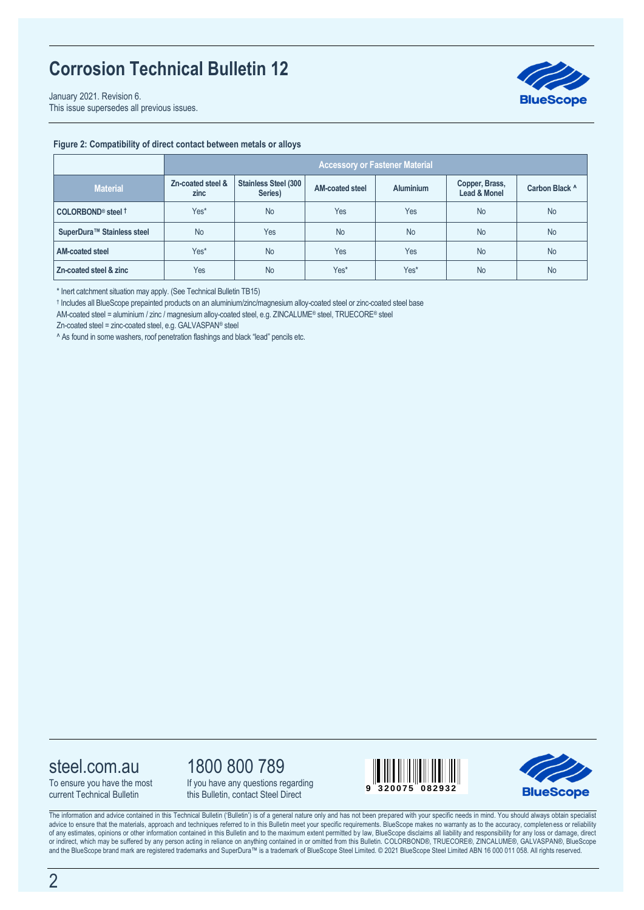# Corrosion Technical Bulletin 12

January 2021. Revision 6.
This issue supersedes all previous issues.

**Figure 2: Compatibility of direct contact between metals or alloys**

| | Accessory or Fastener Material | | | | | |
|---|---|---|---|---|---|---|
| **Material** | **Zn-coated steel & zinc** | **Stainless Steel (300 Series)** | **AM-coated steel** | **Aluminium** | **Copper, Brass, Lead & Monel** | **Carbon Black ^** |
| **COLORBOND® steel †** | Yes* | No | Yes | Yes | No | No |
| **SuperDura™ Stainless steel** | No | Yes | No | No | No | No |
| **AM-coated steel** | Yes* | No | Yes | Yes | No | No |
| **Zn-coated steel & zinc** | Yes | No | Yes* | Yes* | No | No |

* Inert catchment situation may apply. (See Technical Bulletin TB15)

† Includes all BlueScope prepainted products on an aluminium/zinc/magnesium alloy-coated steel or zinc-coated steel base

AM-coated steel = aluminium / zinc / magnesium alloy-coated steel, e.g. ZINCALUME® steel, TRUECORE® steel

Zn-coated steel = zinc-coated steel, e.g. GALVASPAN® steel

^ As found in some washers, roof penetration flashings and black "lead" pencils etc.

**steel.com.au**
To ensure you have the most current Technical Bulletin

**1800 800 789**
If you have any questions regarding this Bulletin, contact Steel Direct

9 320075 082932

The information and advice contained in this Technical Bulletin ('Bulletin') is of a general nature only and has not been prepared with your specific needs in mind. You should always obtain specialist advice to ensure that the materials, approach and techniques referred to in this Bulletin meet your specific requirements. BlueScope makes no warranty as to the accuracy, completeness or reliability of any estimates, opinions or other information contained in this Bulletin and to the maximum extent permitted by law, BlueScope disclaims all liability and responsibility for any loss or damage, direct or indirect, which may be suffered by any person acting in reliance on anything contained in or omitted from this Bulletin. COLORBOND®, TRUECORE®, ZINCALUME®, GALVASPAN®, BlueScope and the BlueScope brand mark are registered trademarks and SuperDura™ is a trademark of BlueScope Steel Limited. © 2021 BlueScope Steel Limited ABN 16 000 011 058. All rights reserved.